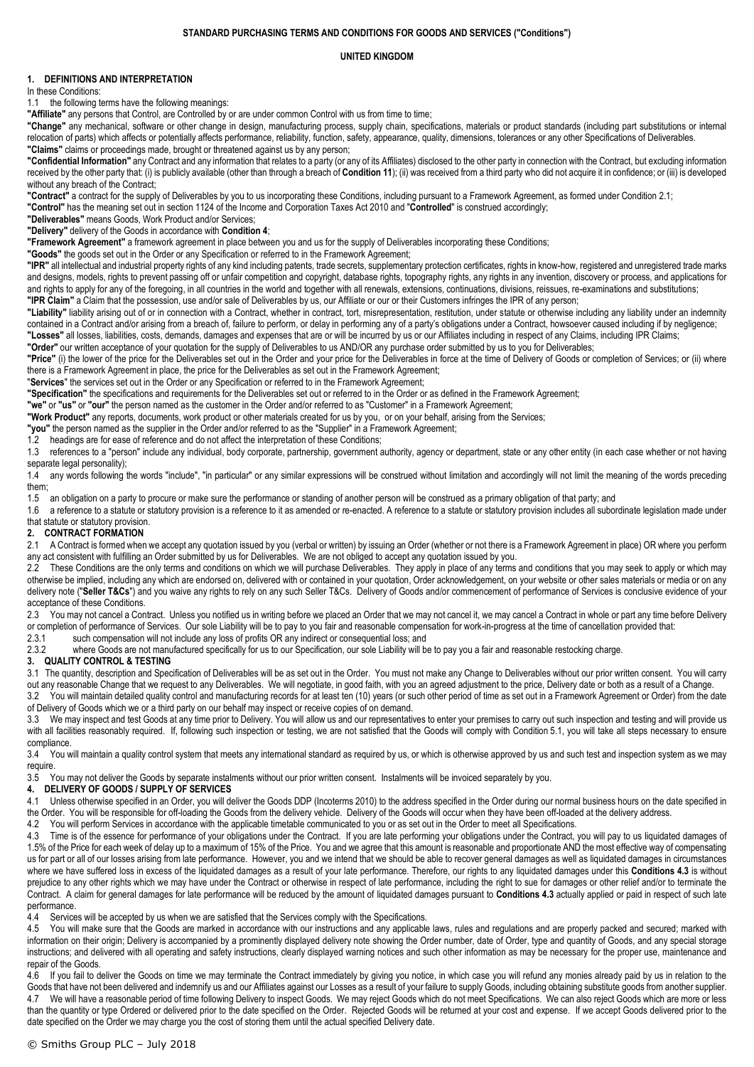**STANDARD PURCHASING TERMS AND CONDITIONS FOR GOODS AND SERVICES ("Conditions")**

**UNITED KINGDOM**

## 1. DEFINITIONS AND INTERPRETATION

In these Conditions:

1.1 the following terms have the following meanings:

**"Affiliate"** any persons that Control, are Controlled by or are under common Control with us from time to time;

**"Change"** any mechanical, software or other change in design, manufacturing process, supply chain, specifications, materials or product standards (including part substitutions or internal relocation of parts) which affects or potentially affects performance, reliability, function, safety, appearance, quality, dimensions, tolerances or any other Specifications of Deliverables.

**"Claims"** claims or proceedings made, brought or threatened against us by any person;

**"Confidential Information"** any Contract and any information that relates to a party (or any of its Affiliates) disclosed to the other party in connection with the Contract, but excluding information received by the other party that: (i) is publicly available (other than through a breach of **Condition 11**); (ii) was received from a third party who did not acquire it in confidence; or (iii) is developed without any breach of the Contract;

**"Contract"** a contract for the supply of Deliverables by you to us incorporating these Conditions, including pursuant to a Framework Agreement, as formed under Condition 2.1;

**"Control"** has the meaning set out in section 1124 of the Income and Corporation Taxes Act 2010 and "**Controlled**" is construed accordingly;

**"Deliverables"** means Goods, Work Product and/or Services;

**"Delivery"** delivery of the Goods in accordance with **Condition 4**;

**"Framework Agreement"** a framework agreement in place between you and us for the supply of Deliverables incorporating these Conditions;

**"Goods"** the goods set out in the Order or any Specification or referred to in the Framework Agreement;

**"IPR"** all intellectual and industrial property rights of any kind including patents, trade secrets, supplementary protection certificates, rights in know-how, registered and unregistered trade marks and designs, models, rights to prevent passing off or unfair competition and copyright, database rights, topography rights, any rights in any invention, discovery or process, and applications for and rights to apply for any of the foregoing, in all countries in the world and together with all renewals, extensions, continuations, divisions, reissues, re-examinations and substitutions;

**"IPR Claim"** a Claim that the possession, use and/or sale of Deliverables by us, our Affiliate or our or their Customers infringes the IPR of any person;

**"Liability"** liability arising out of or in connection with a Contract, whether in contract, tort, misrepresentation, restitution, under statute or otherwise including any liability under an indemnity contained in a Contract and/or arising from a breach of, failure to perform, or delay in performing any of a party's obligations under a Contract, howsoever caused including if by negligence;

**"Losses"** all losses, liabilities, costs, demands, damages and expenses that are or will be incurred by us or our Affiliates including in respect of any Claims, including IPR Claims;

**"Order"** our written acceptance of your quotation for the supply of Deliverables to us AND/OR any purchase order submitted by us to you for Deliverables;

**"Price"** (i) the lower of the price for the Deliverables set out in the Order and your price for the Deliverables in force at the time of Delivery of Goods or completion of Services; or (ii) where there is a Framework Agreement in place, the price for the Deliverables as set out in the Framework Agreement;

"**Services**" the services set out in the Order or any Specification or referred to in the Framework Agreement;

**"Specification"** the specifications and requirements for the Deliverables set out or referred to in the Order or as defined in the Framework Agreement;

**"we"** or **"us"** or **"our"** the person named as the customer in the Order and/or referred to as "Customer" in a Framework Agreement;

**"Work Product"** any reports, documents, work product or other materials created for us by you, or on your behalf, arising from the Services;

**"you"** the person named as the supplier in the Order and/or referred to as the "Supplier" in a Framework Agreement;

1.2 headings are for ease of reference and do not affect the interpretation of these Conditions;

1.3 references to a "person" include any individual, body corporate, partnership, government authority, agency or department, state or any other entity (in each case whether or not having separate legal personality);

1.4 any words following the words "include", "in particular" or any similar expressions will be construed without limitation and accordingly will not limit the meaning of the words preceding them;

1.5 an obligation on a party to procure or make sure the performance or standing of another person will be construed as a primary obligation of that party; and

1.6 a reference to a statute or statutory provision is a reference to it as amended or re-enacted. A reference to a statute or statutory provision includes all subordinate legislation made under that statute or statutory provision.

## 2. CONTRACT FORMATION

2.1 A Contract is formed when we accept any quotation issued by you (verbal or written) by issuing an Order (whether or not there is a Framework Agreement in place) OR where you perform any act consistent with fulfilling an Order submitted by us for Deliverables. We are not obliged to accept any quotation issued by you.

2.2 These Conditions are the only terms and conditions on which we will purchase Deliverables. They apply in place of any terms and conditions that you may seek to apply or which may otherwise be implied, including any which are endorsed on, delivered with or contained in your quotation, Order acknowledgement, on your website or other sales materials or media or on any delivery note ("**Seller T&Cs**") and you waive any rights to rely on any such Seller T&Cs. Delivery of Goods and/or commencement of performance of Services is conclusive evidence of your acceptance of these Conditions.

2.3 You may not cancel a Contract. Unless you notified us in writing before we placed an Order that we may not cancel it, we may cancel a Contract in whole or part any time before Delivery or completion of performance of Services. Our sole Liability will be to pay to you fair and reasonable compensation for work-in-progress at the time of cancellation provided that:

2.3.1 such compensation will not include any loss of profits OR any indirect or consequential loss; and

2.3.2 where Goods are not manufactured specifically for us to our Specification, our sole Liability will be to pay you a fair and reasonable restocking charge.

## 3. QUALITY CONTROL & TESTING

3.1 The quantity, description and Specification of Deliverables will be as set out in the Order. You must not make any Change to Deliverables without our prior written consent. You will carry out any reasonable Change that we request to any Deliverables. We will negotiate, in good faith, with you an agreed adjustment to the price, Delivery date or both as a result of a Change.

3.2 You will maintain detailed quality control and manufacturing records for at least ten (10) years (or such other period of time as set out in a Framework Agreement or Order) from the date of Delivery of Goods which we or a third party on our behalf may inspect or receive copies of on demand.

3.3 We may inspect and test Goods at any time prior to Delivery. You will allow us and our representatives to enter your premises to carry out such inspection and testing and will provide us with all facilities reasonably required. If, following such inspection or testing, we are not satisfied that the Goods will comply with Condition 5.1, you will take all steps necessary to ensure compliance.

3.4 You will maintain a quality control system that meets any international standard as required by us, or which is otherwise approved by us and such test and inspection system as we may require.

3.5 You may not deliver the Goods by separate instalments without our prior written consent. Instalments will be invoiced separately by you.

## 4. DELIVERY OF GOODS / SUPPLY OF SERVICES

4.1 Unless otherwise specified in an Order, you will deliver the Goods DDP (Incoterms 2010) to the address specified in the Order during our normal business hours on the date specified in the Order. You will be responsible for off-loading the Goods from the delivery vehicle. Delivery of the Goods will occur when they have been off-loaded at the delivery address.

4.2 You will perform Services in accordance with the applicable timetable communicated to you or as set out in the Order to meet all Specifications.

4.3 Time is of the essence for performance of your obligations under the Contract. If you are late performing your obligations under the Contract, you will pay to us liquidated damages of 1.5% of the Price for each week of delay up to a maximum of 15% of the Price. You and we agree that this amount is reasonable and proportionate AND the most effective way of compensating us for part or all of our losses arising from late performance. However, you and we intend that we should be able to recover general damages as well as liquidated damages in circumstances where we have suffered loss in excess of the liquidated damages as a result of your late performance. Therefore, our rights to any liquidated damages under this **Conditions 4.3** is without prejudice to any other rights which we may have under the Contract or otherwise in respect of late performance, including the right to sue for damages or other relief and/or to terminate the Contract. A claim for general damages for late performance will be reduced by the amount of liquidated damages pursuant to **Conditions 4.3** actually applied or paid in respect of such late performance.

4.4 Services will be accepted by us when we are satisfied that the Services comply with the Specifications.

4.5 You will make sure that the Goods are marked in accordance with our instructions and any applicable laws, rules and regulations and are properly packed and secured; marked with information on their origin; Delivery is accompanied by a prominently displayed delivery note showing the Order number, date of Order, type and quantity of Goods, and any special storage instructions; and delivered with all operating and safety instructions, clearly displayed warning notices and such other information as may be necessary for the proper use, maintenance and repair of the Goods.

4.6 If you fail to deliver the Goods on time we may terminate the Contract immediately by giving you notice, in which case you will refund any monies already paid by us in relation to the Goods that have not been delivered and indemnify us and our Affiliates against our Losses as a result of your failure to supply Goods, including obtaining substitute goods from another supplier.

4.7 We will have a reasonable period of time following Delivery to inspect Goods. We may reject Goods which do not meet Specifications. We can also reject Goods which are more or less than the quantity or type Ordered or delivered prior to the date specified on the Order. Rejected Goods will be returned at your cost and expense. If we accept Goods delivered prior to the date specified on the Order we may charge you the cost of storing them until the actual specified Delivery date.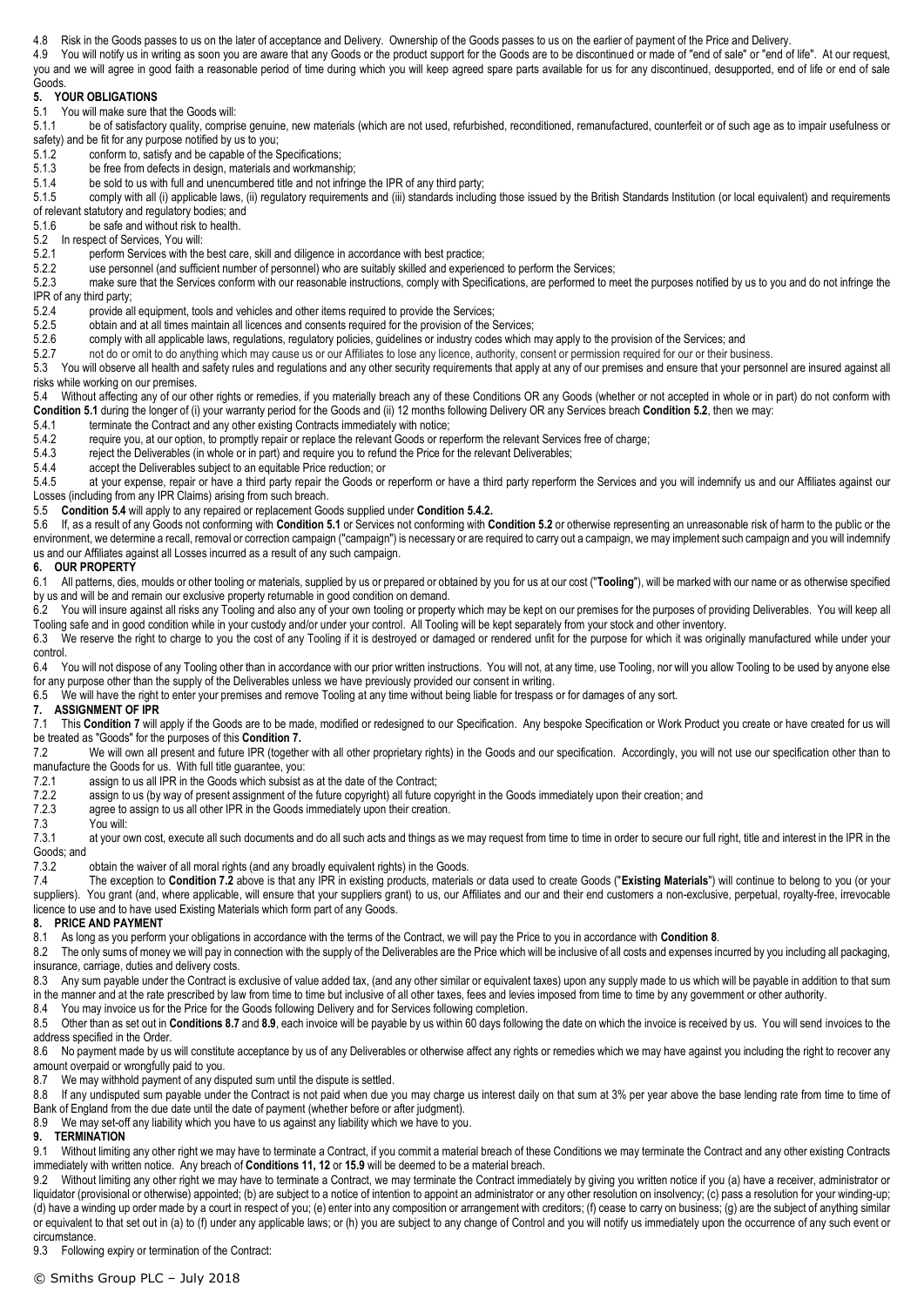4.8 Risk in the Goods passes to us on the later of acceptance and Delivery. Ownership of the Goods passes to us on the earlier of payment of the Price and Delivery.

4.9 You will notify us in writing as soon as you are aware that any Goods or the product support for the Goods are to be discontinued or made of "end of sale" or "end of life". At our request, you and we will agree in good faith a reasonable period of time during which you will keep agreed spare parts available for us for any discontinued, desupported, end of life or end of sale Goods.

## 5. YOUR OBLIGATIONS

5.1 You will make sure that the Goods will:

5.1.1 be of satisfactory quality, comprise genuine, new materials (which are not used, refurbished, reconditioned, remanufactured, counterfeit or of such age as to impair usefulness or safety) and be fit for any purpose notified by us to you;

5.1.2 conform to, satisfy and be capable of the Specifications;

5.1.3 be free from defects in design, materials and workmanship;

5.1.4 be sold to us with full and unencumbered title and not infringe the IPR of any third party;

5.1.5 comply with all (i) applicable laws, (ii) regulatory requirements and (iii) standards including those issued by the British Standards Institution (or local equivalent) and requirements of relevant statutory and regulatory bodies; and

5.1.6 be safe and without risk to health.

5.2 In respect of Services, You will:

5.2.1 perform Services with the best care, skill and diligence in accordance with best practice;

5.2.2 use personnel (and sufficient number of personnel) who are suitably skilled and experienced to perform the Services;

5.2.3 make sure that the Services conform with our reasonable instructions, comply with Specifications, are performed to meet the purposes notified by us to you and do not infringe the IPR of any third party;

5.2.4 provide all equipment, tools and vehicles and other items required to provide the Services;

5.2.5 obtain and at all times maintain all licences and consents required for the provision of the Services;

5.2.6 comply with all applicable laws, regulations, regulatory policies, guidelines or industry codes which may apply to the provision of the Services; and

5.2.7 not do or omit to do anything which may cause us or our Affiliates to lose any licence, authority, consent or permission required for our or their business.

5.3 You will observe all health and safety rules and regulations and any other security requirements that apply at any of our premises and ensure that your personnel are insured against all risks while working on our premises.

5.4 Without affecting any of our other rights or remedies, if you materially breach any of these Conditions OR any Goods (whether or not accepted in whole or in part) do not conform with **Condition 5.1** during the longer of (i) your warranty period for the Goods and (ii) 12 months following Delivery OR any Services breach **Condition 5.2**, then we may:

5.4.1 terminate the Contract and any other existing Contracts immediately with notice;

5.4.2 require you, at our option, to promptly repair or replace the relevant Goods or reperform the relevant Services free of charge;

5.4.3 reject the Deliverables (in whole or in part) and require you to refund the Price for the relevant Deliverables;

5.4.4 accept the Deliverables subject to an equitable Price reduction; or

5.4.5 at your expense, repair or have a third party repair the Goods or reperform or have a third party reperform the Services and you will indemnify us and our Affiliates against our Losses (including from any IPR Claims) arising from such breach.

5.5 **Condition 5.4** will apply to any repaired or replacement Goods supplied under **Condition 5.4.2.**

5.6 If, as a result of any Goods not conforming with **Condition 5.1** or Services not conforming with **Condition 5.2** or otherwise representing an unreasonable risk of harm to the public or the environment, we determine a recall, removal or correction campaign ("campaign") is necessary or are required to carry out a campaign, we may implement such campaign and you will indemnify us and our Affiliates against all Losses incurred as a result of any such campaign.

## 6. OUR PROPERTY

6.1 All patterns, dies, moulds or other tooling or materials, supplied by us or prepared or obtained by you for us at our cost ("**Tooling**"), will be marked with our name or as otherwise specified by us and will be and remain our exclusive property returnable in good condition on demand.

6.2 You will insure against all risks any Tooling and also any of your own tooling or property which may be kept on our premises for the purposes of providing Deliverables. You will keep all Tooling safe and in good condition while in your custody and/or under your control. All Tooling will be kept separately from your stock and other inventory.

6.3 We reserve the right to charge to you the cost of any Tooling if it is destroyed or damaged or rendered unfit for the purpose for which it was originally manufactured while under your control.

6.4 You will not dispose of any Tooling other than in accordance with our prior written instructions. You will not, at any time, use Tooling, nor will you allow Tooling to be used by anyone else for any purpose other than the supply of the Deliverables unless we have previously provided our consent in writing.

6.5 We will have the right to enter your premises and remove Tooling at any time without being liable for trespass or for damages of any sort.

## 7. ASSIGNMENT OF IPR

7.1 This **Condition 7** will apply if the Goods are to be made, modified or redesigned to our Specification. Any bespoke Specification or Work Product you create or have created for us will be treated as "Goods" for the purposes of this **Condition 7.**

7.2 We will own all present and future IPR (together with all other proprietary rights) in the Goods and our specification. Accordingly, you will not use our specification other than to manufacture the Goods for us. With full title guarantee, you:

7.2.1 assign to us all IPR in the Goods which subsist as at the date of the Contract;

7.2.2 assign to us (by way of present assignment of the future copyright) all future copyright in the Goods immediately upon their creation; and

7.2.3 agree to assign to us all other IPR in the Goods immediately upon their creation.

7.3 You will:

7.3.1 at your own cost, execute all such documents and do all such acts and things as we may request from time to time in order to secure our full right, title and interest in the IPR in the Goods; and

7.3.2 obtain the waiver of all moral rights (and any broadly equivalent rights) in the Goods.

7.4 The exception to **Condition 7.2** above is that any IPR in existing products, materials or data used to create Goods ("**Existing Materials**") will continue to belong to you (or your suppliers). You grant (and, where applicable, will ensure that your suppliers grant) to us, our Affiliates and our and their end customers a non-exclusive, perpetual, royalty-free, irrevocable licence to use and to have used Existing Materials which form part of any Goods.

## 8. PRICE AND PAYMENT

8.1 As long as you perform your obligations in accordance with the terms of the Contract, we will pay the Price to you in accordance with **Condition 8**.

8.2 The only sums of money we will pay in connection with the supply of the Deliverables are the Price which will be inclusive of all costs and expenses incurred by you including all packaging, insurance, carriage, duties and delivery costs.

8.3 Any sum payable under the Contract is exclusive of value added tax, (and any other similar or equivalent taxes) upon any supply made to us which will be payable in addition to that sum in the manner and at the rate prescribed by law from time to time but inclusive of all other taxes, fees and levies imposed from time to time by any government or other authority.

8.4 You may invoice us for the Price for the Goods following Delivery and for Services following completion.

8.5 Other than as set out in **Conditions 8.7** and **8.9**, each invoice will be payable by us within 60 days following the date on which the invoice is received by us. You will send invoices to the address specified in the Order.

8.6 No payment made by us will constitute acceptance by us of any Deliverables or otherwise affect any rights or remedies which we may have against you including the right to recover any amount overpaid or wrongfully paid to you.

8.7 We may withhold payment of any disputed sum until the dispute is settled.

8.8 If any undisputed sum payable under the Contract is not paid when due you may charge us interest daily on that sum at 3% per year above the base lending rate from time to time of Bank of England from the due date until the date of payment (whether before or after judgment).

8.9 We may set-off any liability which you have to us against any liability which we have to you.

## 9. TERMINATION

9.1 Without limiting any other right we may have to terminate a Contract, if you commit a material breach of these Conditions we may terminate the Contract and any other existing Contracts immediately with written notice. Any breach of **Conditions 11, 12** or **15.9** will be deemed to be a material breach.

9.2 Without limiting any other right we may have to terminate a Contract, we may terminate the Contract immediately by giving you written notice if you (a) have a receiver, administrator or liquidator (provisional or otherwise) appointed; (b) are subject to a notice of intention to appoint an administrator or any other resolution on insolvency; (c) pass a resolution for your winding-up; (d) have a winding up order made by a court in respect of you; (e) enter into any composition or arrangement with creditors; (f) cease to carry on business; (g) are the subject of anything similar or equivalent to that set out in (a) to (f) under any applicable laws; or (h) you are subject to any change of Control and you will notify us immediately upon the occurrence of any such event or circumstance.

9.3 Following expiry or termination of the Contract:

© Smiths Group PLC – July 2018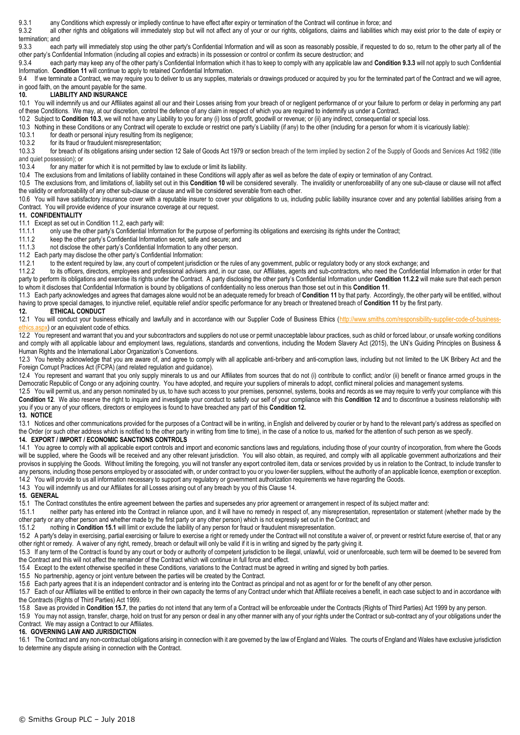9.3.1 any Conditions which expressly or impliedly continue to have effect after expiry or termination of the Contract will continue in force; and

9.3.2 all other rights and obligations will immediately stop but will not affect any of your or our rights, obligations, claims and liabilities which may exist prior to the date of expiry or termination; and

9.3.3 each party will immediately stop using the other party's Confidential Information and will as soon as reasonably possible, if requested to do so, return to the other party all of the other party's Confidential Information (including all copies and extracts) in its possession or control or confirm its secure destruction; and

9.3.4 each party may keep any of the other party's Confidential Information which it has to keep to comply with any applicable law and **Condition 9.3.3** will not apply to such Confidential Information. **Condition 11** will continue to apply to retained Confidential Information.

9.4 If we terminate a Contract, we may require you to deliver to us any supplies, materials or drawings produced or acquired by you for the terminated part of the Contract and we will agree, in good faith, on the amount payable for the same.

## 10. LIABILITY AND INSURANCE

10.1 You will indemnify us and our Affiliates against all our and their Losses arising from your breach of or negligent performance of or your failure to perform or delay in performing any part of these Conditions. We may, at our discretion, control the defence of any claim in respect of which you are required to indemnify us under a Contract.

10.2 Subject to **Condition 10.3**, we will not have any Liability to you for any (i) loss of profit, goodwill or revenue; or (ii) any indirect, consequential or special loss.

10.3 Nothing in these Conditions or any Contract will operate to exclude or restrict one party's Liability (if any) to the other (including for a person for whom it is vicariously liable):

10.3.1 for death or personal injury resulting from its negligence;

10.3.2 for its fraud or fraudulent misrepresentation;

10.3.3 for breach of its obligations arising under section 12 Sale of Goods Act 1979 or section breach of the term implied by section 2 of the Supply of Goods and Services Act 1982 (title and quiet possession); or

10.3.4 for any matter for which it is not permitted by law to exclude or limit its liability.

10.4 The exclusions from and limitations of liability contained in these Conditions will apply after as well as before the date of expiry or termination of any Contract.

10.5 The exclusions from, and limitations of, liability set out in this **Condition 10** will be considered severally. The invalidity or unenforceability of any one sub-clause or clause will not affect the validity or enforceability of any other sub-clause or clause and will be considered severable from each other.

10.6 You will have satisfactory insurance cover with a reputable insurer to cover your obligations to us, including public liability insurance cover and any potential liabilities arising from a Contract. You will provide evidence of your insurance coverage at our request.

## 11. CONFIDENTIALITY

11.1 Except as set out in Condition 11.2, each party will:

11.1.1 only use the other party's Confidential Information for the purpose of performing its obligations and exercising its rights under the Contract;

11.1.2 keep the other party's Confidential Information secret, safe and secure; and

11.1.3 not disclose the other party's Confidential Information to any other person.

11.2 Each party may disclose the other party's Confidential Information:

11.2.1 to the extent required by law, any court of competent jurisdiction or the rules of any government, public or regulatory body or any stock exchange; and

11.2.2 to its officers, directors, employees and professional advisers and, in our case, our Affiliates, agents and sub-contractors, who need the Confidential Information in order for that party to perform its obligations and exercise its rights under the Contract. A party disclosing the other party's Confidential Information under **Condition 11.2.2** will make sure that each person to whom it discloses that Confidential Information is bound by obligations of confidentiality no less onerous than those set out in this **Condition 11**.

11.3 Each party acknowledges and agrees that damages alone would not be an adequate remedy for breach of **Condition 11** by that party. Accordingly, the other party will be entitled, without having to prove special damages, to injunctive relief, equitable relief and/or specific performance for any breach or threatened breach of **Condition 11** by the first party.

## 12. ETHICAL CONDUCT

12.1 You will conduct your business ethically and lawfully and in accordance with our Supplier Code of Business Ethics (http://www.smiths.com/responsibility-supplier-code-of-business-ethics.aspx) or an equivalent code of ethics.

12.2 You represent and warrant that you and your subcontractors and suppliers do not use or permit unacceptable labour practices, such as child or forced labour, or unsafe working conditions and comply with all applicable labour and employment laws, regulations, standards and conventions, including the Modern Slavery Act (2015), the UN's Guiding Principles on Business & Human Rights and the International Labor Organization's Conventions.

12.3 You hereby acknowledge that you are aware of, and agree to comply with all applicable anti-bribery and anti-corruption laws, including but not limited to the UK Bribery Act and the Foreign Corrupt Practices Act (FCPA) (and related regulation and guidance).

12.4 You represent and warrant that you only supply minerals to us and our Affiliates from sources that do not (i) contribute to conflict; and/or (ii) benefit or finance armed groups in the Democratic Republic of Congo or any adjoining country. You have adopted, and require your suppliers of minerals to adopt, conflict mineral policies and management systems.

12.5 You will permit us, and any person nominated by us, to have such access to your premises, personnel, systems, books and records as we may require to verify your compliance with this **Condition 12**. We also reserve the right to inquire and investigate your conduct to satisfy our self of your compliance with this **Condition 12** and to discontinue a business relationship with you if you or any of your officers, directors or employees is found to have breached any part of this **Condition 12.**

## 13. NOTICE

13.1 Notices and other communications provided for the purposes of a Contract will be in writing, in English and delivered by courier or by hand to the relevant party's address as specified on the Order (or such other address which is notified to the other party in writing from time to time), in the case of a notice to us, marked for the attention of such person as we specify.

## 14. EXPORT / IMPORT / ECONOMIC SANCTIONS CONTROLS

14.1 You agree to comply with all applicable export controls and import and economic sanctions laws and regulations, including those of your country of incorporation, from where the Goods will be supplied, where the Goods will be received and any other relevant jurisdiction. You will also obtain, as required, and comply with all applicable government authorizations and their provisos in supplying the Goods. Without limiting the foregoing, you will not transfer any export controlled item, data or services provided by us in relation to the Contract, to include transfer to any persons, including those persons employed by or associated with, or under contract to you or you lower-tier suppliers, without the authority of an applicable licence, exemption or exception.

14.2 You will provide to us all information necessary to support any regulatory or government authorization requirements we have regarding the Goods.

14.3 You will indemnify us and our Affiliates for all Losses arising out of any breach by you of this Clause 14.

## 15. GENERAL

15.1 The Contract constitutes the entire agreement between the parties and supersedes any prior agreement or arrangement in respect of its subject matter and:

15.1.1 neither party has entered into the Contract in reliance upon, and it will have no remedy in respect of, any misrepresentation, representation or statement (whether made by the other party or any other person and whether made by the first party or any other person) which is not expressly set out in the Contract; and

15.1.2 nothing in **Condition 15.1** will limit or exclude the liability of any person for fraud or fraudulent misrepresentation.

15.2 A party's delay in exercising, partial exercising or failure to exercise a right or remedy under the Contract will not constitute a waiver of, or prevent or restrict future exercise of, that or any other right or remedy. A waiver of any right, remedy, breach or default will only be valid if it is in writing and signed by the party giving it.

15.3 If any term of the Contract is found by any court or body or authority of competent jurisdiction to be illegal, unlawful, void or unenforceable, such term will be deemed to be severed from the Contract and this will not affect the remainder of the Contract which will continue in full force and effect.

15.4 Except to the extent otherwise specified in these Conditions, variations to the Contract must be agreed in writing and signed by both parties.

15.5 No partnership, agency or joint venture between the parties will be created by the Contract.

15.6 Each party agrees that it is an independent contractor and is entering into the Contract as principal and not as agent for or for the benefit of any other person.

15.7 Each of our Affiliates will be entitled to enforce in their own capacity the terms of any Contract under which that Affiliate receives a benefit, in each case subject to and in accordance with the Contracts (Rights of Third Parties) Act 1999.

15.8 Save as provided in **Condition 15.7**, the parties do not intend that any term of a Contract will be enforceable under the Contracts (Rights of Third Parties) Act 1999 by any person.

15.9 You may not assign, transfer, charge, hold on trust for any person or deal in any other manner with any of your rights under the Contract or sub-contract any of your obligations under the Contract. We may assign a Contract to our Affiliates.

## 16. GOVERNING LAW AND JURISDICTION

16.1 The Contract and any non-contractual obligations arising in connection with it are governed by the law of England and Wales. The courts of England and Wales have exclusive jurisdiction to determine any dispute arising in connection with the Contract.

© Smiths Group PLC – July 2018